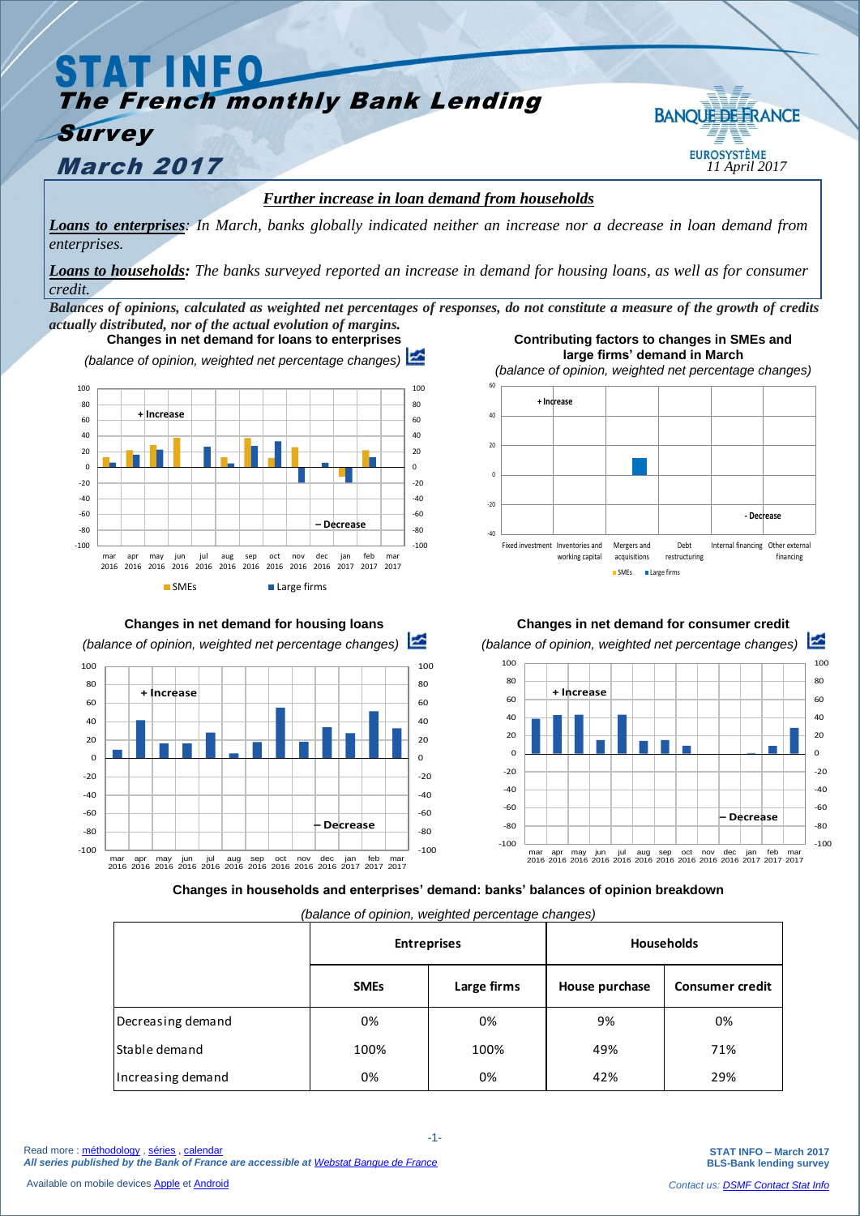# STAT INFO

## The French monthly Bank Lending Survey

## March 2017

BANQUE DE FRANCE
EUROSYSTÈME
*11 April 2017*

***Further increase in loan demand from households***

***Loans to enterprises****: In March, banks globally indicated neither an increase nor a decrease in loan demand from enterprises.*

***Loans to households:*** *The banks surveyed reported an increase in demand for housing loans, as well as for consumer credit.*

***Balances of opinions, calculated as weighted net percentages of responses, do not constitute a measure of the growth of credits actually distributed, nor of the actual evolution of margins.***

**Changes in net demand for loans to enterprises**

*(balance of opinion, weighted net percentage changes)*

**Contributing factors to changes in SMEs and large firms' demand in March**

*(balance of opinion, weighted net percentage changes)*

**Changes in net demand for housing loans**

*(balance of opinion, weighted net percentage changes)*

**Changes in net demand for consumer credit**

*(balance of opinion, weighted net percentage changes)*

**Changes in households and enterprises' demand: banks' balances of opinion breakdown**

*(balance of opinion, weighted percentage changes)*

| | Entreprises | | Households | |
|---|---|---|---|---|
| | SMEs | Large firms | House purchase | Consumer credit |
| Decreasing demand | 0% | 0% | 9% | 0% |
| Stable demand | 100% | 100% | 49% | 71% |
| Increasing demand | 0% | 0% | 42% | 29% |

Read more : méthodology , séries , calendar
***All series published by the Bank of France are accessible at Webstat Banque de France***

Available on mobile devices Apple et Android

**STAT INFO – March 2017**
**BLS-Bank lending survey**

*Contact us: DSMF Contact Stat Info*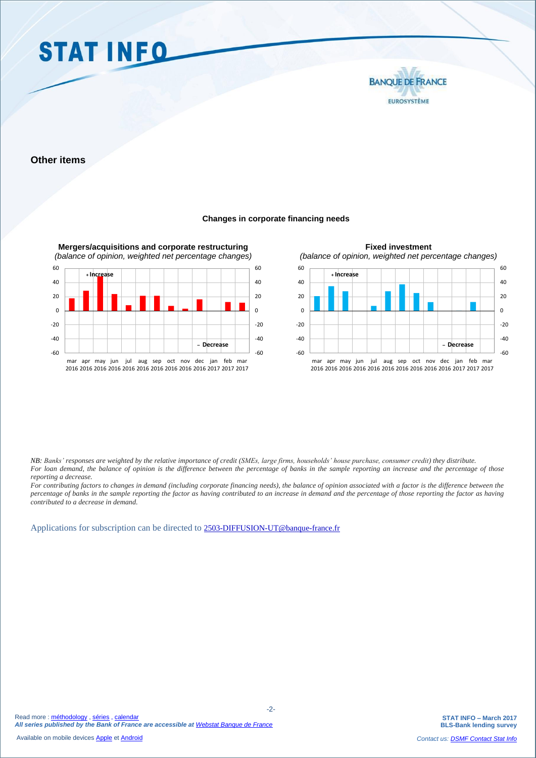## Other items

**Changes in corporate financing needs**

**Mergers/acquisitions and corporate restructuring**
*(balance of opinion, weighted net percentage changes)*

60
40
20
0
-20
-40
-60

+ Increase
– Decrease

mar 2016 apr 2016 may 2016 jun 2016 jul 2016 aug 2016 sep 2016 oct 2016 nov 2016 dec 2016 jan 2017 feb 2017 mar 2017

**Fixed investment**
*(balance of opinion, weighted net percentage changes)*

60
40
20
0
-20
-40
-60

+ Increase
– Decrease

mar 2016 apr 2016 may 2016 jun 2016 jul 2016 aug 2016 sep 2016 oct 2016 nov 2016 dec 2016 jan 2017 feb 2017 mar 2017

*NB: Banks' responses are weighted by the relative importance of credit (SMEs, large firms, households' house purchase, consumer credit) they distribute.*
*For loan demand, the balance of opinion is the difference between the percentage of banks in the sample reporting an increase and the percentage of those reporting a decrease.*
*For contributing factors to changes in demand (including corporate financing needs), the balance of opinion associated with a factor is the difference between the percentage of banks in the sample reporting the factor as having contributed to an increase in demand and the percentage of those reporting the factor as having contributed to a decrease in demand.*

Applications for subscription can be directed to 2503-DIFFUSION-UT@banque-france.fr